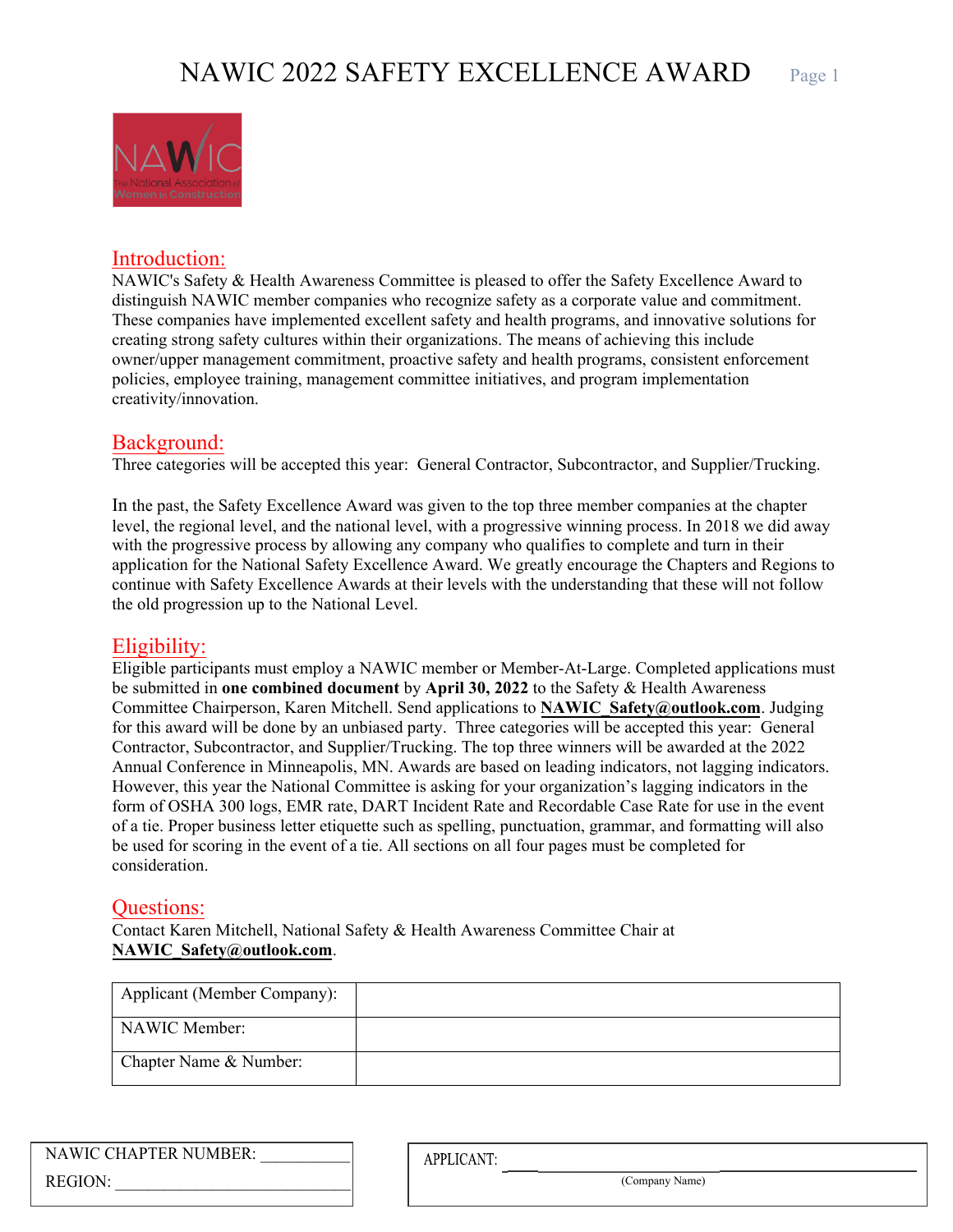# NAWIC 2022 SAFETY EXCELLENCE AWARD

## Introduction:

NAWIC's Safety & Health Awareness Committee is pleased to offer the Safety Excellence Award to distinguish NAWIC member companies who recognize safety as a corporate value and commitment. These companies have implemented excellent safety and health programs, and innovative solutions for creating strong safety cultures within their organizations. The means of achieving this include owner/upper management commitment, proactive safety and health programs, consistent enforcement policies, employee training, management committee initiatives, and program implementation creativity/innovation.

## Background:

Three categories will be accepted this year: General Contractor, Subcontractor, and Supplier/Trucking.

In the past, the Safety Excellence Award was given to the top three member companies at the chapter level, the regional level, and the national level, with a progressive winning process. In 2018 we did away with the progressive process by allowing any company who qualifies to complete and turn in their application for the National Safety Excellence Award. We greatly encourage the Chapters and Regions to continue with Safety Excellence Awards at their levels with the understanding that these will not follow the old progression up to the National Level.

## Eligibility:

Eligible participants must employ a NAWIC member or Member-At-Large. Completed applications must be submitted in **one combined document** by **April 30, 2022** to the Safety & Health Awareness Committee Chairperson, Karen Mitchell. Send applications to **NAWIC_Safety@outlook.com**. Judging for this award will be done by an unbiased party. Three categories will be accepted this year: General Contractor, Subcontractor, and Supplier/Trucking. The top three winners will be awarded at the 2022 Annual Conference in Minneapolis, MN. Awards are based on leading indicators, not lagging indicators. However, this year the National Committee is asking for your organization's lagging indicators in the form of OSHA 300 logs, EMR rate, DART Incident Rate and Recordable Case Rate for use in the event of a tie. Proper business letter etiquette such as spelling, punctuation, grammar, and formatting will also be used for scoring in the event of a tie. All sections on all four pages must be completed for consideration.

## Questions:

Contact Karen Mitchell, National Safety & Health Awareness Committee Chair at **NAWIC_Safety@outlook.com**.

| Applicant (Member Company): | |
|---|---|
| NAWIC Member: | |
| Chapter Name & Number: | |

NAWIC CHAPTER NUMBER: ___________

REGION: ___________________________

APPLICANT: ___________________________
(Company Name)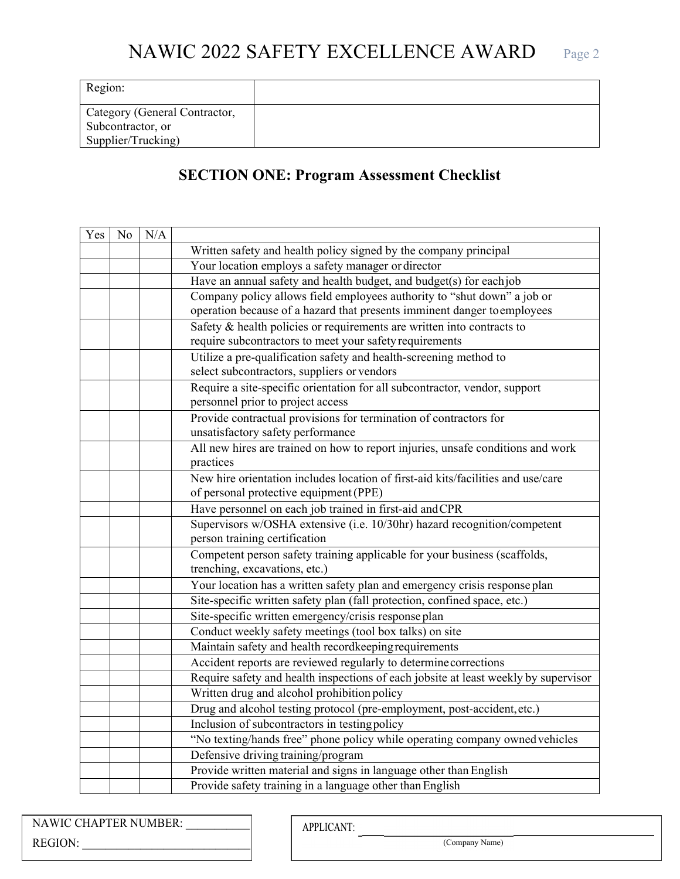# NAWIC 2022 SAFETY EXCELLENCE AWARD

| Region: | |
|---|---|
| Category (General Contractor, Subcontractor, or Supplier/Trucking) | |

## SECTION ONE: Program Assessment Checklist

| Yes | No | N/A | |
|---|---|---|---|
| | | | Written safety and health policy signed by the company principal |
| | | | Your location employs a safety manager or director |
| | | | Have an annual safety and health budget, and budget(s) for each job |
| | | | Company policy allows field employees authority to “shut down” a job or operation because of a hazard that presents imminent danger to employees |
| | | | Safety & health policies or requirements are written into contracts to require subcontractors to meet your safety requirements |
| | | | Utilize a pre-qualification safety and health-screening method to select subcontractors, suppliers or vendors |
| | | | Require a site-specific orientation for all subcontractor, vendor, support personnel prior to project access |
| | | | Provide contractual provisions for termination of contractors for unsatisfactory safety performance |
| | | | All new hires are trained on how to report injuries, unsafe conditions and work practices |
| | | | New hire orientation includes location of first-aid kits/facilities and use/care of personal protective equipment (PPE) |
| | | | Have personnel on each job trained in first-aid and CPR |
| | | | Supervisors w/OSHA extensive (i.e. 10/30hr) hazard recognition/competent person training certification |
| | | | Competent person safety training applicable for your business (scaffolds, trenching, excavations, etc.) |
| | | | Your location has a written safety plan and emergency crisis response plan |
| | | | Site-specific written safety plan (fall protection, confined space, etc.) |
| | | | Site-specific written emergency/crisis response plan |
| | | | Conduct weekly safety meetings (tool box talks) on site |
| | | | Maintain safety and health recordkeeping requirements |
| | | | Accident reports are reviewed regularly to determine corrections |
| | | | Require safety and health inspections of each jobsite at least weekly by supervisor |
| | | | Written drug and alcohol prohibition policy |
| | | | Drug and alcohol testing protocol (pre-employment, post-accident, etc.) |
| | | | Inclusion of subcontractors in testing policy |
| | | | “No texting/hands free” phone policy while operating company owned vehicles |
| | | | Defensive driving training/program |
| | | | Provide written material and signs in language other than English |
| | | | Provide safety training in a language other than English |

NAWIC CHAPTER NUMBER: ___________

REGION: ______________________________

APPLICANT: ______________________________
(Company Name)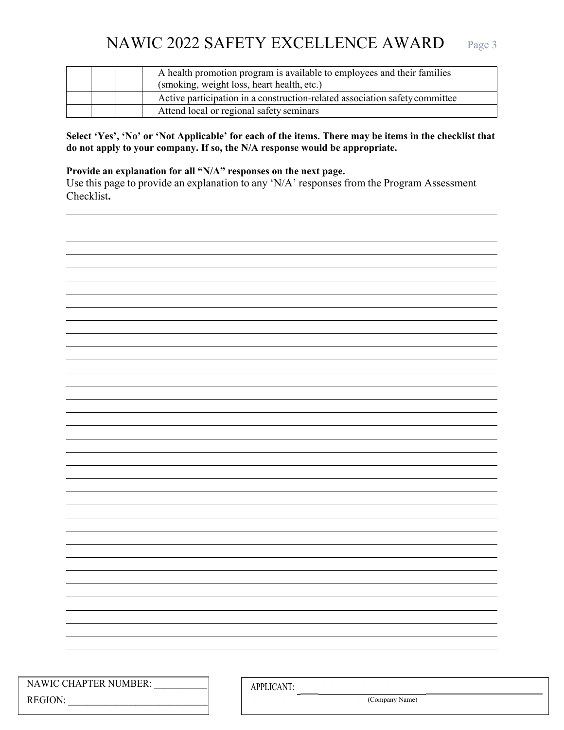# NAWIC 2022 SAFETY EXCELLENCE AWARD

| | | | |
|---|---|---|---|
| | | | A health promotion program is available to employees and their families (smoking, weight loss, heart health, etc.) |
| | | | Active participation in a construction-related association safety committee |
| | | | Attend local or regional safety seminars |

**Select 'Yes', 'No' or 'Not Applicable' for each of the items. There may be items in the checklist that do not apply to your company. If so, the N/A response would be appropriate.**

**Provide an explanation for all "N/A" responses on the next page.**

Use this page to provide an explanation to any 'N/A' responses from the Program Assessment Checklist**.**

NAWIC CHAPTER NUMBER: ___________

REGION: ____________________________

APPLICANT: ____________________________
(Company Name)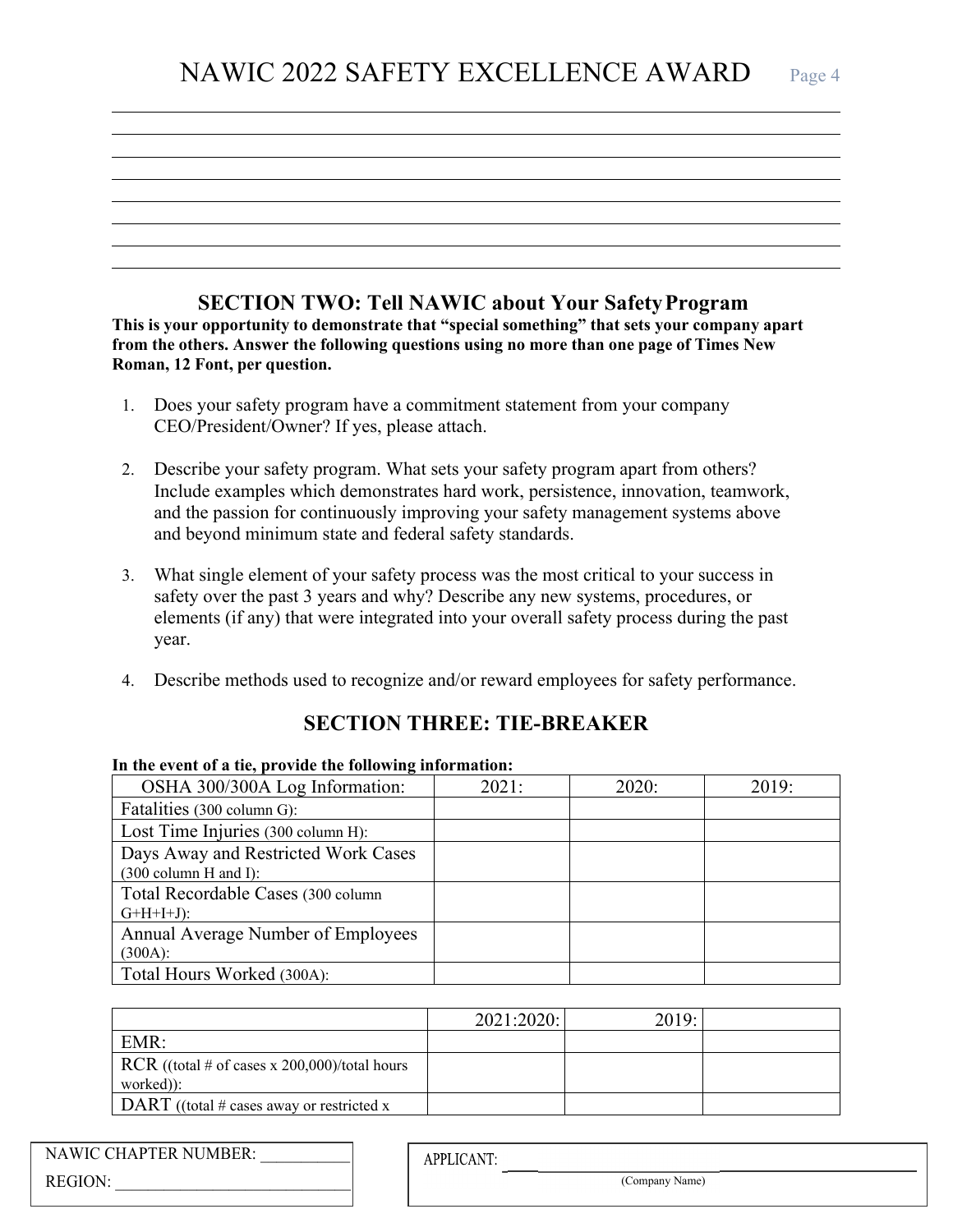NAWIC 2022 SAFETY EXCELLENCE AWARD

## SECTION TWO: Tell NAWIC about Your Safety Program

**This is your opportunity to demonstrate that "special something" that sets your company apart from the others. Answer the following questions using no more than one page of Times New Roman, 12 Font, per question.**

1. Does your safety program have a commitment statement from your company CEO/President/Owner? If yes, please attach.

2. Describe your safety program. What sets your safety program apart from others? Include examples which demonstrates hard work, persistence, innovation, teamwork, and the passion for continuously improving your safety management systems above and beyond minimum state and federal safety standards.

3. What single element of your safety process was the most critical to your success in safety over the past 3 years and why? Describe any new systems, procedures, or elements (if any) that were integrated into your overall safety process during the past year.

4. Describe methods used to recognize and/or reward employees for safety performance.

## SECTION THREE: TIE-BREAKER

**In the event of a tie, provide the following information:**

| OSHA 300/300A Log Information: | 2021: | 2020: | 2019: |
|---|---|---|---|
| Fatalities (300 column G): | | | |
| Lost Time Injuries (300 column H): | | | |
| Days Away and Restricted Work Cases (300 column H and I): | | | |
| Total Recordable Cases (300 column G+H+I+J): | | | |
| Annual Average Number of Employees (300A): | | | |
| Total Hours Worked (300A): | | | |

| | 2021:2020: | 2019: | |
|---|---|---|---|
| EMR: | | | |
| RCR ((total # of cases x 200,000)/total hours worked)): | | | |
| DART ((total # cases away or restricted x | | | |

NAWIC CHAPTER NUMBER: ___________

REGION: ______________________________

APPLICANT: ______________________________
(Company Name)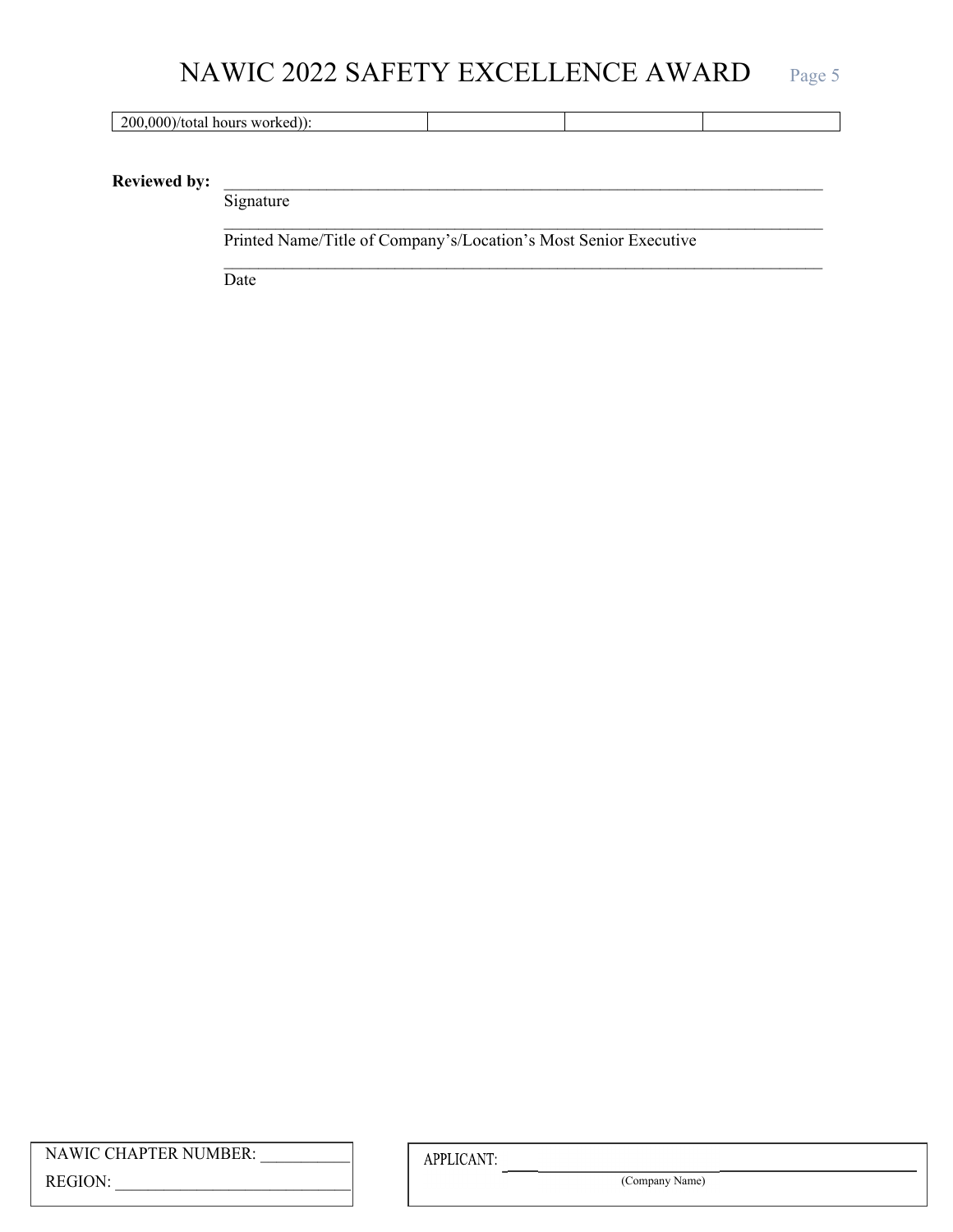| | | | |
|---|---|---|---|
| 200,000)/total hours worked)): | | | |

**Reviewed by:** ______________________________________________________________

Signature

______________________________________________________________

Printed Name/Title of Company's/Location's Most Senior Executive

______________________________________________________________

Date

NAWIC CHAPTER NUMBER: ___________

REGION: ____________________________

APPLICANT: ______________________________________________

(Company Name)